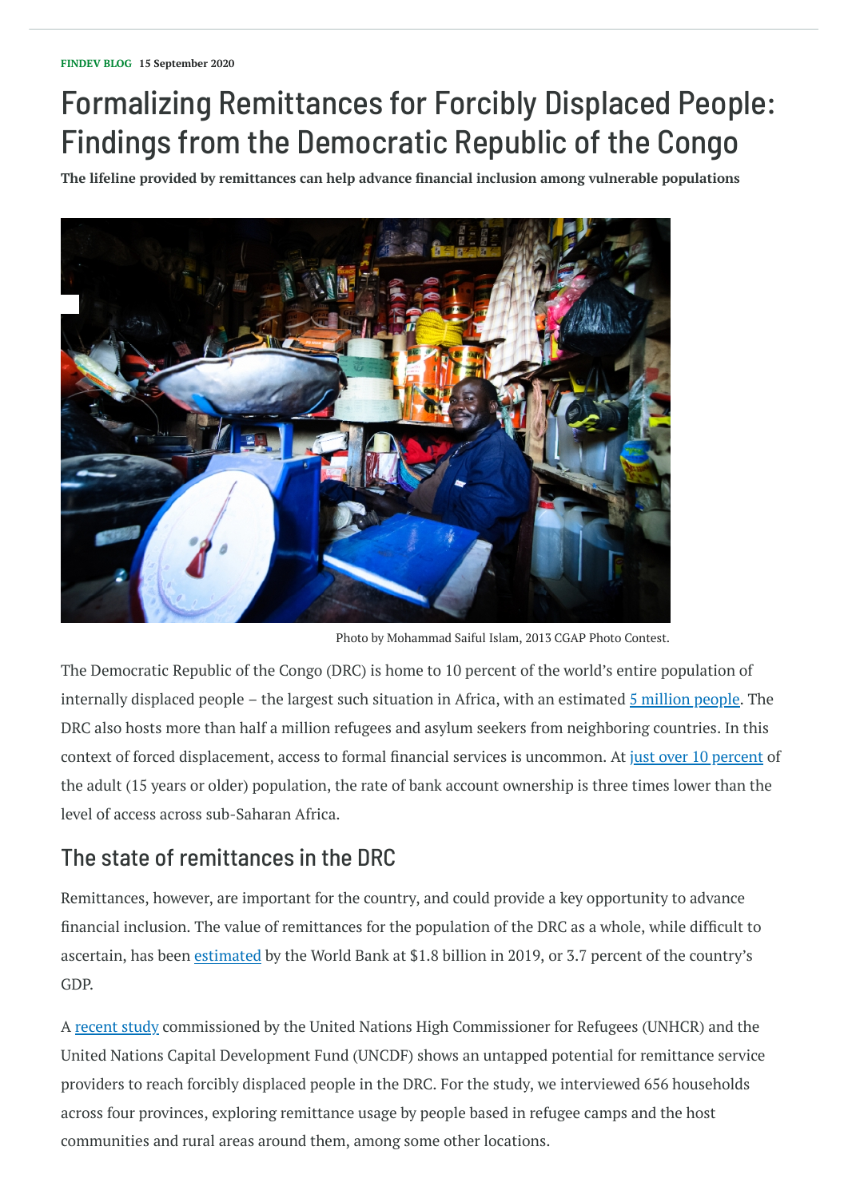**FINDEV BLOG** 15 September 2020

# Formalizing Remittances for Forcibly Displaced People: Findings from the Democratic Republic of the Congo

**The lifeline provided by remittances can help advance financial inclusion among vulnerable populations**

Photo by Mohammad Saiful Islam, 2013 CGAP Photo Contest.

The Democratic Republic of the Congo (DRC) is home to 10 percent of the world's entire population of internally displaced people – the largest such situation in Africa, with an estimated 5 million people. The DRC also hosts more than half a million refugees and asylum seekers from neighboring countries. In this context of forced displacement, access to formal financial services is uncommon. At just over 10 percent of the adult (15 years or older) population, the rate of bank account ownership is three times lower than the level of access across sub-Saharan Africa.

## The state of remittances in the DRC

Remittances, however, are important for the country, and could provide a key opportunity to advance financial inclusion. The value of remittances for the population of the DRC as a whole, while difficult to ascertain, has been estimated by the World Bank at $1.8 billion in 2019, or 3.7 percent of the country's GDP.

A recent study commissioned by the United Nations High Commissioner for Refugees (UNHCR) and the United Nations Capital Development Fund (UNCDF) shows an untapped potential for remittance service providers to reach forcibly displaced people in the DRC. For the study, we interviewed 656 households across four provinces, exploring remittance usage by people based in refugee camps and the host communities and rural areas around them, among some other locations.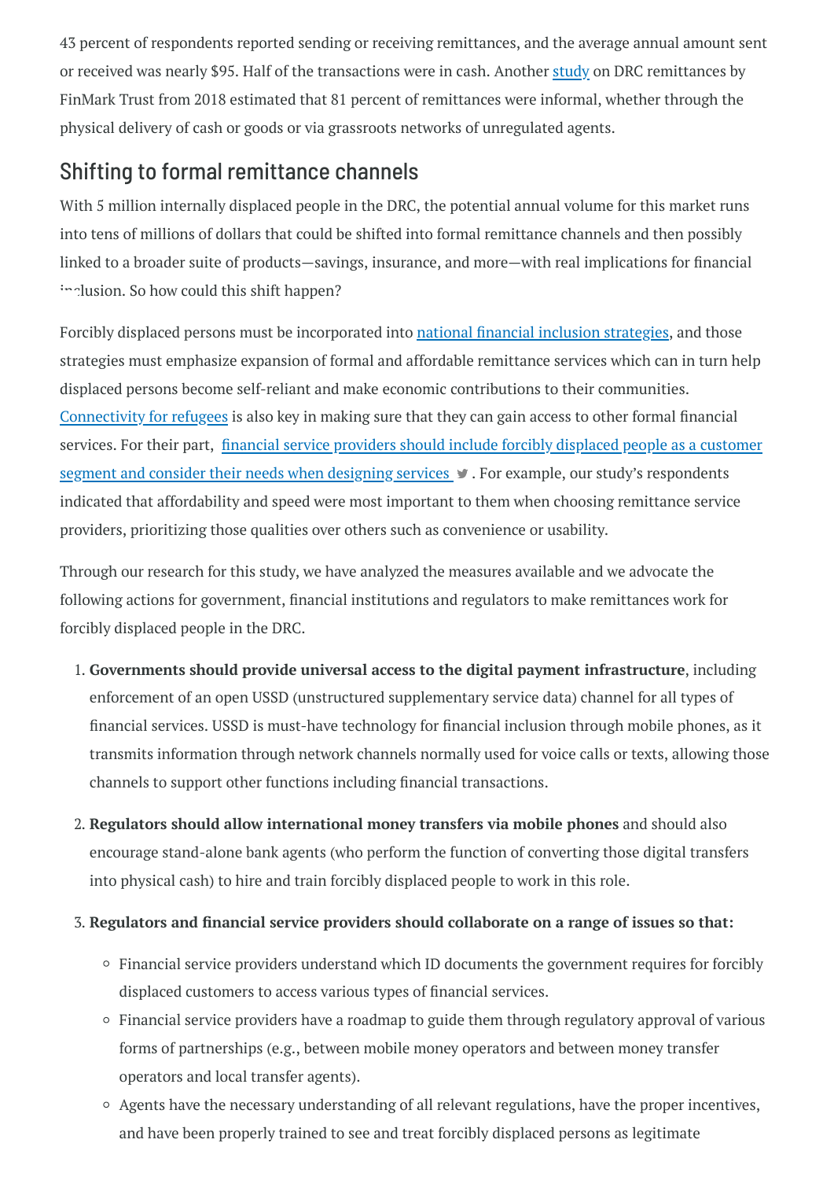43 percent of respondents reported sending or receiving remittances, and the average annual amount sent or received was nearly $95. Half of the transactions were in cash. Another study on DRC remittances by FinMark Trust from 2018 estimated that 81 percent of remittances were informal, whether through the physical delivery of cash or goods or via grassroots networks of unregulated agents.

## Shifting to formal remittance channels

With 5 million internally displaced people in the DRC, the potential annual volume for this market runs into tens of millions of dollars that could be shifted into formal remittance channels and then possibly linked to a broader suite of products—savings, insurance, and more—with real implications for financial inclusion. So how could this shift happen?

Forcibly displaced persons must be incorporated into national financial inclusion strategies, and those strategies must emphasize expansion of formal and affordable remittance services which can in turn help displaced persons become self-reliant and make economic contributions to their communities. Connectivity for refugees is also key in making sure that they can gain access to other formal financial services. For their part, financial service providers should include forcibly displaced people as a customer segment and consider their needs when designing services. For example, our study's respondents indicated that affordability and speed were most important to them when choosing remittance service providers, prioritizing those qualities over others such as convenience or usability.

Through our research for this study, we have analyzed the measures available and we advocate the following actions for government, financial institutions and regulators to make remittances work for forcibly displaced people in the DRC.

1. **Governments should provide universal access to the digital payment infrastructure**, including enforcement of an open USSD (unstructured supplementary service data) channel for all types of financial services. USSD is must-have technology for financial inclusion through mobile phones, as it transmits information through network channels normally used for voice calls or texts, allowing those channels to support other functions including financial transactions.

2. **Regulators should allow international money transfers via mobile phones** and should also encourage stand-alone bank agents (who perform the function of converting those digital transfers into physical cash) to hire and train forcibly displaced people to work in this role.

3. **Regulators and financial service providers should collaborate on a range of issues so that:**
    - Financial service providers understand which ID documents the government requires for forcibly displaced customers to access various types of financial services.
    - Financial service providers have a roadmap to guide them through regulatory approval of various forms of partnerships (e.g., between mobile money operators and between money transfer operators and local transfer agents).
    - Agents have the necessary understanding of all relevant regulations, have the proper incentives, and have been properly trained to see and treat forcibly displaced persons as legitimate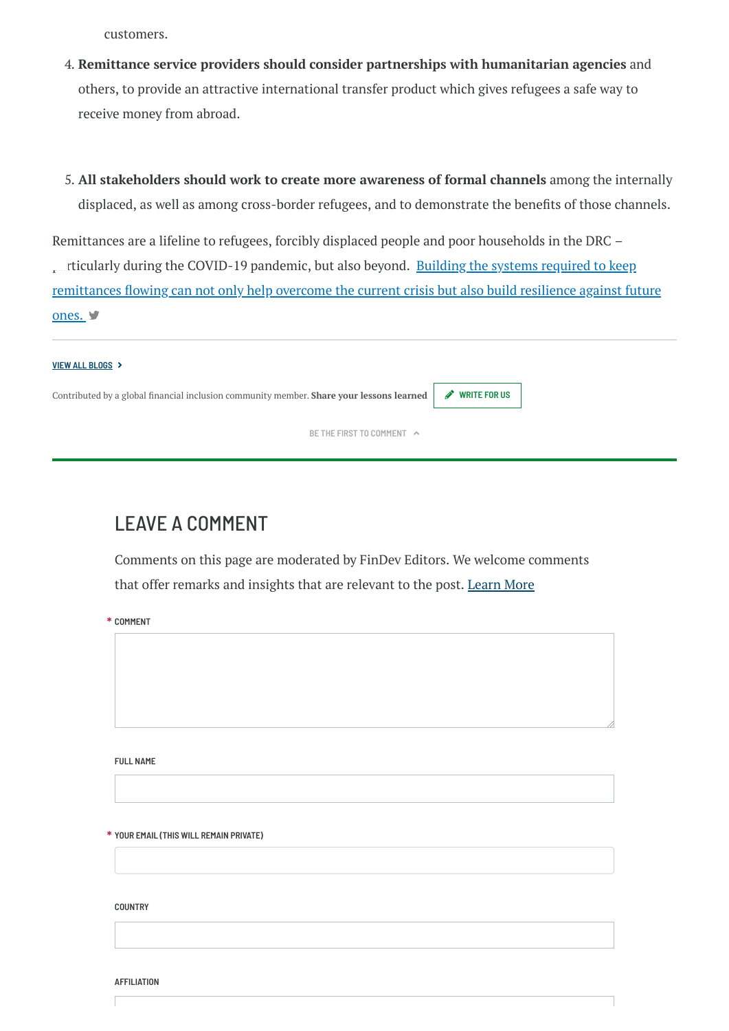customers.

4. **Remittance service providers should consider partnerships with humanitarian agencies** and others, to provide an attractive international transfer product which gives refugees a safe way to receive money from abroad.

5. **All stakeholders should work to create more awareness of formal channels** among the internally displaced, as well as among cross-border refugees, and to demonstrate the benefits of those channels.

Remittances are a lifeline to refugees, forcibly displaced people and poor households in the DRC – particularly during the COVID-19 pandemic, but also beyond. Building the systems required to keep remittances flowing can not only help overcome the current crisis but also build resilience against future ones.

VIEW ALL BLOGS

Contributed by a global financial inclusion community member. **Share your lessons learned** WRITE FOR US

BE THE FIRST TO COMMENT

## LEAVE A COMMENT

Comments on this page are moderated by FinDev Editors. We welcome comments that offer remarks and insights that are relevant to the post. Learn More

\* COMMENT

FULL NAME

\* YOUR EMAIL (THIS WILL REMAIN PRIVATE)

COUNTRY

AFFILIATION